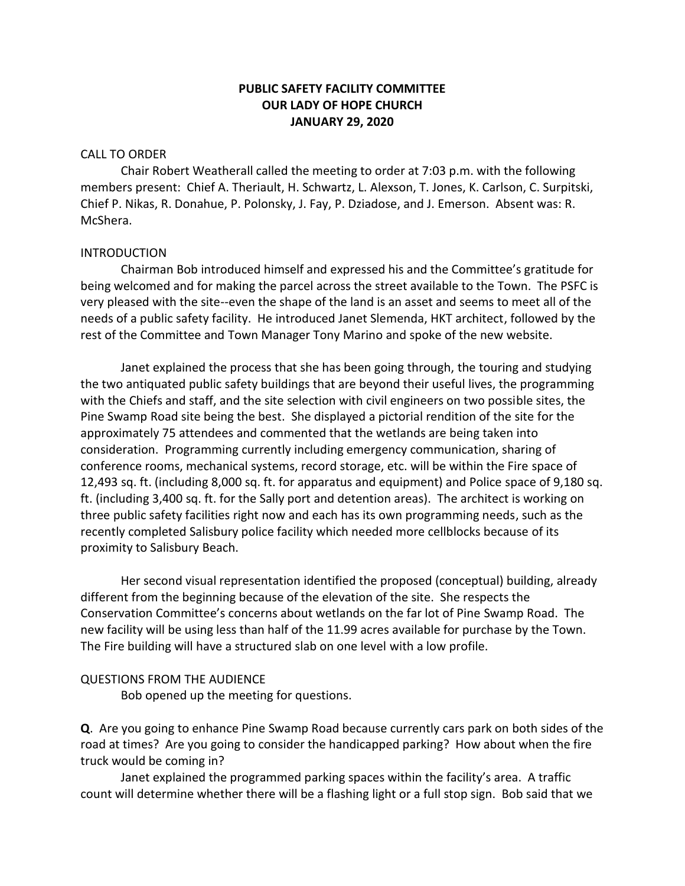# PUBLIC SAFETY FACILITY COMMITTEE
# OUR LADY OF HOPE CHURCH
# JANUARY 29, 2020

## CALL TO ORDER

Chair Robert Weatherall called the meeting to order at 7:03 p.m. with the following members present: Chief A. Theriault, H. Schwartz, L. Alexson, T. Jones, K. Carlson, C. Surpitski, Chief P. Nikas, R. Donahue, P. Polonsky, J. Fay, P. Dziadose, and J. Emerson. Absent was: R. McShera.

## INTRODUCTION

Chairman Bob introduced himself and expressed his and the Committee's gratitude for being welcomed and for making the parcel across the street available to the Town. The PSFC is very pleased with the site--even the shape of the land is an asset and seems to meet all of the needs of a public safety facility. He introduced Janet Slemenda, HKT architect, followed by the rest of the Committee and Town Manager Tony Marino and spoke of the new website.

Janet explained the process that she has been going through, the touring and studying the two antiquated public safety buildings that are beyond their useful lives, the programming with the Chiefs and staff, and the site selection with civil engineers on two possible sites, the Pine Swamp Road site being the best. She displayed a pictorial rendition of the site for the approximately 75 attendees and commented that the wetlands are being taken into consideration. Programming currently including emergency communication, sharing of conference rooms, mechanical systems, record storage, etc. will be within the Fire space of 12,493 sq. ft. (including 8,000 sq. ft. for apparatus and equipment) and Police space of 9,180 sq. ft. (including 3,400 sq. ft. for the Sally port and detention areas). The architect is working on three public safety facilities right now and each has its own programming needs, such as the recently completed Salisbury police facility which needed more cellblocks because of its proximity to Salisbury Beach.

Her second visual representation identified the proposed (conceptual) building, already different from the beginning because of the elevation of the site. She respects the Conservation Committee's concerns about wetlands on the far lot of Pine Swamp Road. The new facility will be using less than half of the 11.99 acres available for purchase by the Town. The Fire building will have a structured slab on one level with a low profile.

## QUESTIONS FROM THE AUDIENCE

Bob opened up the meeting for questions.

**Q**. Are you going to enhance Pine Swamp Road because currently cars park on both sides of the road at times? Are you going to consider the handicapped parking? How about when the fire truck would be coming in?

Janet explained the programmed parking spaces within the facility's area. A traffic count will determine whether there will be a flashing light or a full stop sign. Bob said that we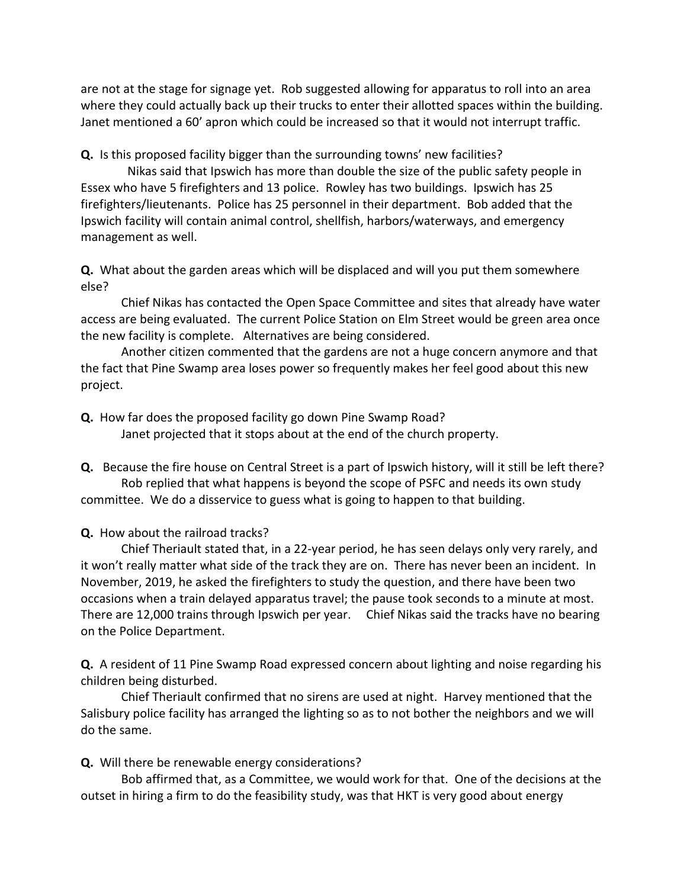are not at the stage for signage yet. Rob suggested allowing for apparatus to roll into an area where they could actually back up their trucks to enter their allotted spaces within the building. Janet mentioned a 60' apron which could be increased so that it would not interrupt traffic.

**Q.** Is this proposed facility bigger than the surrounding towns' new facilities?

Nikas said that Ipswich has more than double the size of the public safety people in Essex who have 5 firefighters and 13 police. Rowley has two buildings. Ipswich has 25 firefighters/lieutenants. Police has 25 personnel in their department. Bob added that the Ipswich facility will contain animal control, shellfish, harbors/waterways, and emergency management as well.

**Q.** What about the garden areas which will be displaced and will you put them somewhere else?

Chief Nikas has contacted the Open Space Committee and sites that already have water access are being evaluated. The current Police Station on Elm Street would be green area once the new facility is complete. Alternatives are being considered.

Another citizen commented that the gardens are not a huge concern anymore and that the fact that Pine Swamp area loses power so frequently makes her feel good about this new project.

**Q.** How far does the proposed facility go down Pine Swamp Road?

Janet projected that it stops about at the end of the church property.

**Q.** Because the fire house on Central Street is a part of Ipswich history, will it still be left there?

Rob replied that what happens is beyond the scope of PSFC and needs its own study committee. We do a disservice to guess what is going to happen to that building.

**Q.** How about the railroad tracks?

Chief Theriault stated that, in a 22-year period, he has seen delays only very rarely, and it won't really matter what side of the track they are on. There has never been an incident. In November, 2019, he asked the firefighters to study the question, and there have been two occasions when a train delayed apparatus travel; the pause took seconds to a minute at most. There are 12,000 trains through Ipswich per year. Chief Nikas said the tracks have no bearing on the Police Department.

**Q.** A resident of 11 Pine Swamp Road expressed concern about lighting and noise regarding his children being disturbed.

Chief Theriault confirmed that no sirens are used at night. Harvey mentioned that the Salisbury police facility has arranged the lighting so as to not bother the neighbors and we will do the same.

**Q.** Will there be renewable energy considerations?

Bob affirmed that, as a Committee, we would work for that. One of the decisions at the outset in hiring a firm to do the feasibility study, was that HKT is very good about energy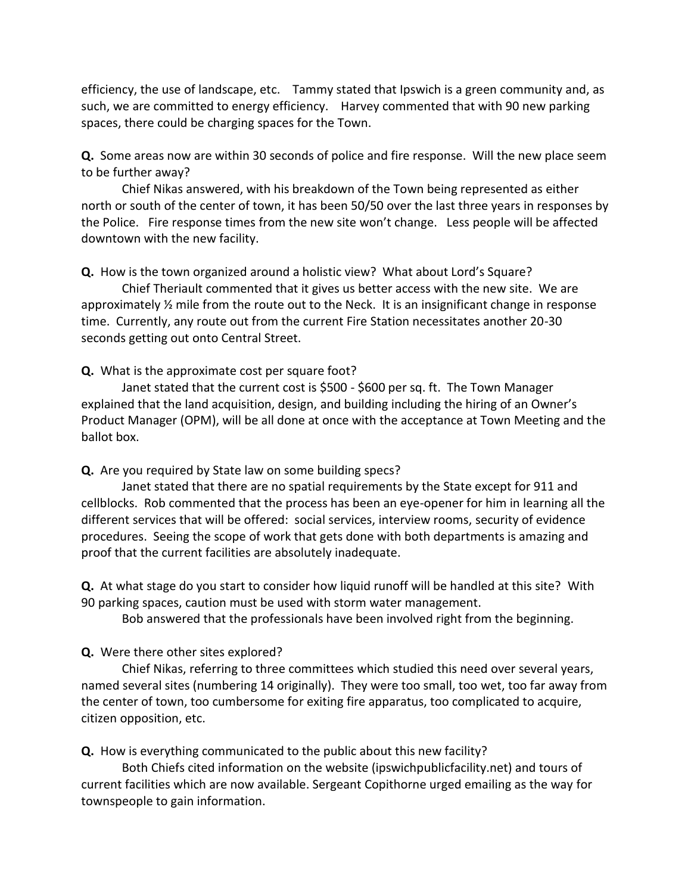efficiency, the use of landscape, etc. Tammy stated that Ipswich is a green community and, as such, we are committed to energy efficiency. Harvey commented that with 90 new parking spaces, there could be charging spaces for the Town.

**Q.** Some areas now are within 30 seconds of police and fire response. Will the new place seem to be further away?

Chief Nikas answered, with his breakdown of the Town being represented as either north or south of the center of town, it has been 50/50 over the last three years in responses by the Police. Fire response times from the new site won't change. Less people will be affected downtown with the new facility.

**Q.** How is the town organized around a holistic view? What about Lord's Square?

Chief Theriault commented that it gives us better access with the new site. We are approximately ½ mile from the route out to the Neck. It is an insignificant change in response time. Currently, any route out from the current Fire Station necessitates another 20-30 seconds getting out onto Central Street.

**Q.** What is the approximate cost per square foot?

Janet stated that the current cost is $500 - $600 per sq. ft. The Town Manager explained that the land acquisition, design, and building including the hiring of an Owner's Product Manager (OPM), will be all done at once with the acceptance at Town Meeting and the ballot box.

**Q.** Are you required by State law on some building specs?

Janet stated that there are no spatial requirements by the State except for 911 and cellblocks. Rob commented that the process has been an eye-opener for him in learning all the different services that will be offered: social services, interview rooms, security of evidence procedures. Seeing the scope of work that gets done with both departments is amazing and proof that the current facilities are absolutely inadequate.

**Q.** At what stage do you start to consider how liquid runoff will be handled at this site? With 90 parking spaces, caution must be used with storm water management.

Bob answered that the professionals have been involved right from the beginning.

**Q.** Were there other sites explored?

Chief Nikas, referring to three committees which studied this need over several years, named several sites (numbering 14 originally). They were too small, too wet, too far away from the center of town, too cumbersome for exiting fire apparatus, too complicated to acquire, citizen opposition, etc.

**Q.** How is everything communicated to the public about this new facility?

Both Chiefs cited information on the website (ipswichpublicfacility.net) and tours of current facilities which are now available. Sergeant Copithorne urged emailing as the way for townspeople to gain information.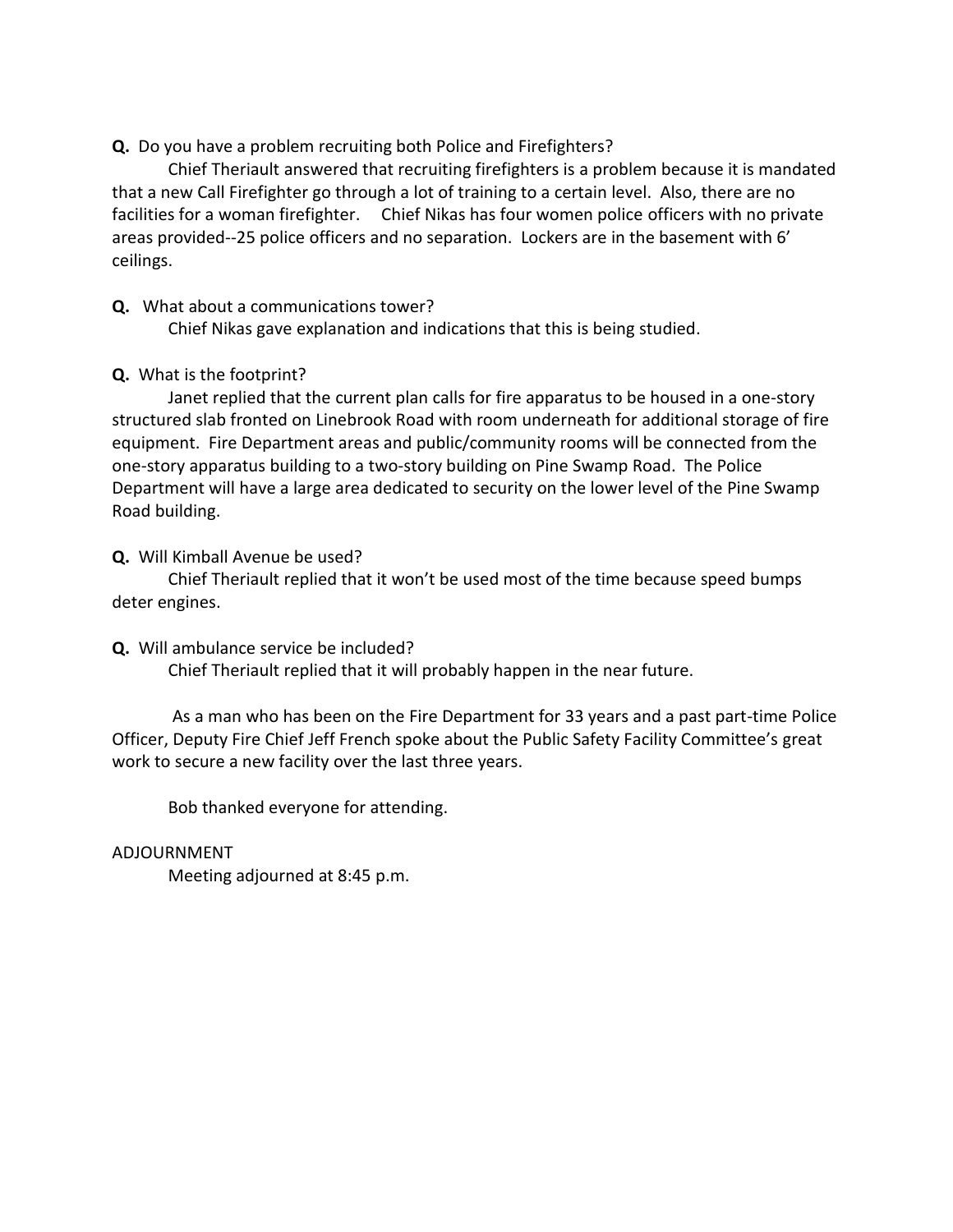**Q.** Do you have a problem recruiting both Police and Firefighters?

Chief Theriault answered that recruiting firefighters is a problem because it is mandated that a new Call Firefighter go through a lot of training to a certain level. Also, there are no facilities for a woman firefighter. Chief Nikas has four women police officers with no private areas provided--25 police officers and no separation. Lockers are in the basement with 6' ceilings.

**Q.** What about a communications tower?

Chief Nikas gave explanation and indications that this is being studied.

**Q.** What is the footprint?

Janet replied that the current plan calls for fire apparatus to be housed in a one-story structured slab fronted on Linebrook Road with room underneath for additional storage of fire equipment. Fire Department areas and public/community rooms will be connected from the one-story apparatus building to a two-story building on Pine Swamp Road. The Police Department will have a large area dedicated to security on the lower level of the Pine Swamp Road building.

**Q.** Will Kimball Avenue be used?

Chief Theriault replied that it won't be used most of the time because speed bumps deter engines.

**Q.** Will ambulance service be included?

Chief Theriault replied that it will probably happen in the near future.

As a man who has been on the Fire Department for 33 years and a past part-time Police Officer, Deputy Fire Chief Jeff French spoke about the Public Safety Facility Committee's great work to secure a new facility over the last three years.

Bob thanked everyone for attending.

ADJOURNMENT

Meeting adjourned at 8:45 p.m.